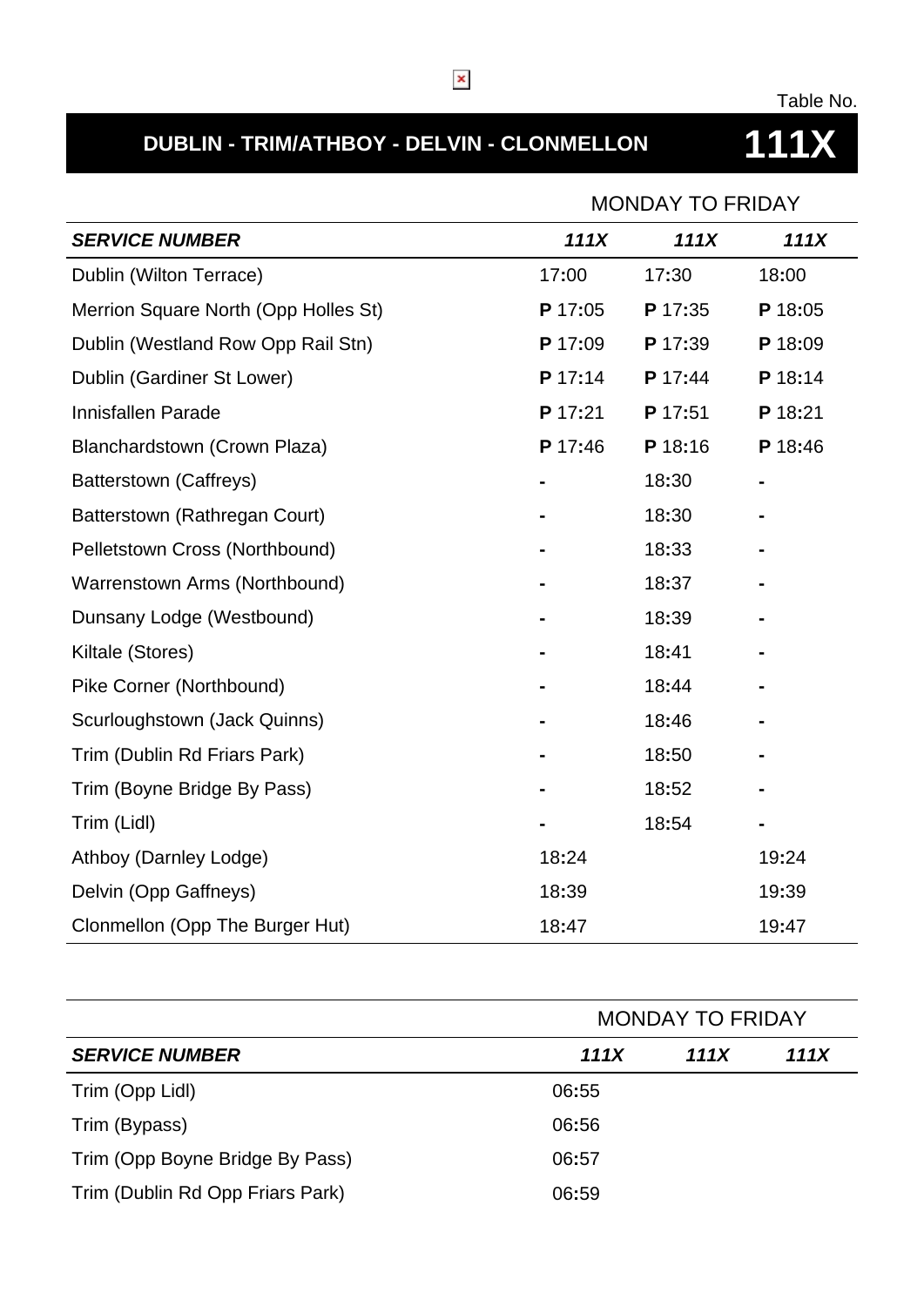Table No.

# DUBLIN - TRIM/ATHBOY - DELVIN - CLONMELLON **111X**

| | MONDAY TO FRIDAY | | |
|---|---|---|---|
| ***SERVICE NUMBER*** | ***111X*** | ***111X*** | ***111X*** |
| Dublin (Wilton Terrace) | 17:00 | 17:30 | 18:00 |
| Merrion Square North (Opp Holles St) | **P** 17:05 | **P** 17:35 | **P** 18:05 |
| Dublin (Westland Row Opp Rail Stn) | **P** 17:09 | **P** 17:39 | **P** 18:09 |
| Dublin (Gardiner St Lower) | **P** 17:14 | **P** 17:44 | **P** 18:14 |
| Innisfallen Parade | **P** 17:21 | **P** 17:51 | **P** 18:21 |
| Blanchardstown (Crown Plaza) | **P** 17:46 | **P** 18:16 | **P** 18:46 |
| Batterstown (Caffreys) | - | 18:30 | - |
| Batterstown (Rathregan Court) | - | 18:30 | - |
| Pelletstown Cross (Northbound) | - | 18:33 | - |
| Warrenstown Arms (Northbound) | - | 18:37 | - |
| Dunsany Lodge (Westbound) | - | 18:39 | - |
| Kiltale (Stores) | - | 18:41 | - |
| Pike Corner (Northbound) | - | 18:44 | - |
| Scurloughstown (Jack Quinns) | - | 18:46 | - |
| Trim (Dublin Rd Friars Park) | - | 18:50 | - |
| Trim (Boyne Bridge By Pass) | - | 18:52 | - |
| Trim (Lidl) | - | 18:54 | - |
| Athboy (Darnley Lodge) | 18:24 | | 19:24 |
| Delvin (Opp Gaffneys) | 18:39 | | 19:39 |
| Clonmellon (Opp The Burger Hut) | 18:47 | | 19:47 |

| | MONDAY TO FRIDAY | | |
|---|---|---|---|
| ***SERVICE NUMBER*** | ***111X*** | ***111X*** | ***111X*** |
| Trim (Opp Lidl) | 06:55 | | |
| Trim (Bypass) | 06:56 | | |
| Trim (Opp Boyne Bridge By Pass) | 06:57 | | |
| Trim (Dublin Rd Opp Friars Park) | 06:59 | | |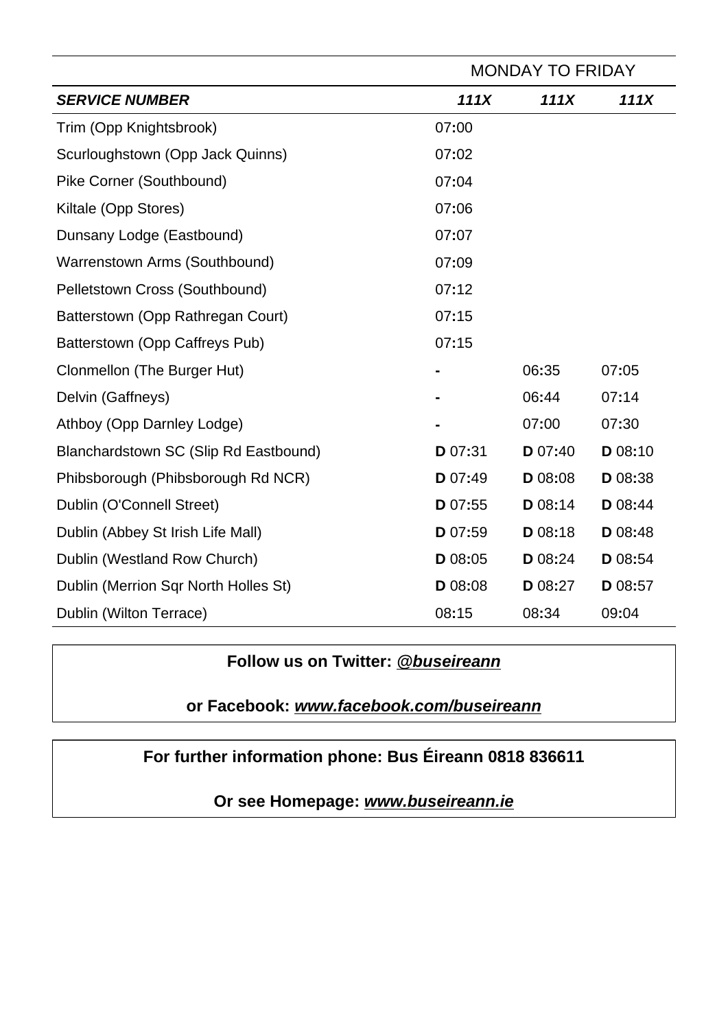| | MONDAY TO FRIDAY | | |
|---|---|---|---|
| ***SERVICE NUMBER*** | ***111X*** | ***111X*** | ***111X*** |
| Trim (Opp Knightsbrook) | 07:00 | | |
| Scurloughstown (Opp Jack Quinns) | 07:02 | | |
| Pike Corner (Southbound) | 07:04 | | |
| Kiltale (Opp Stores) | 07:06 | | |
| Dunsany Lodge (Eastbound) | 07:07 | | |
| Warrenstown Arms (Southbound) | 07:09 | | |
| Pelletstown Cross (Southbound) | 07:12 | | |
| Batterstown (Opp Rathregan Court) | 07:15 | | |
| Batterstown (Opp Caffreys Pub) | 07:15 | | |
| Clonmellon (The Burger Hut) | - | 06:35 | 07:05 |
| Delvin (Gaffneys) | - | 06:44 | 07:14 |
| Athboy (Opp Darnley Lodge) | - | 07:00 | 07:30 |
| Blanchardstown SC (Slip Rd Eastbound) | **D** 07:31 | **D** 07:40 | **D** 08:10 |
| Phibsborough (Phibsborough Rd NCR) | **D** 07:49 | **D** 08:08 | **D** 08:38 |
| Dublin (O'Connell Street) | **D** 07:55 | **D** 08:14 | **D** 08:44 |
| Dublin (Abbey St Irish Life Mall) | **D** 07:59 | **D** 08:18 | **D** 08:48 |
| Dublin (Westland Row Church) | **D** 08:05 | **D** 08:24 | **D** 08:54 |
| Dublin (Merrion Sqr North Holles St) | **D** 08:08 | **D** 08:27 | **D** 08:57 |
| Dublin (Wilton Terrace) | 08:15 | 08:34 | 09:04 |

**Follow us on Twitter: @*buseireann***

**or Facebook: *www.facebook.com/buseireann***

**For further information phone: Bus Éireann 0818 836611**

**Or see Homepage: *www.buseireann.ie***